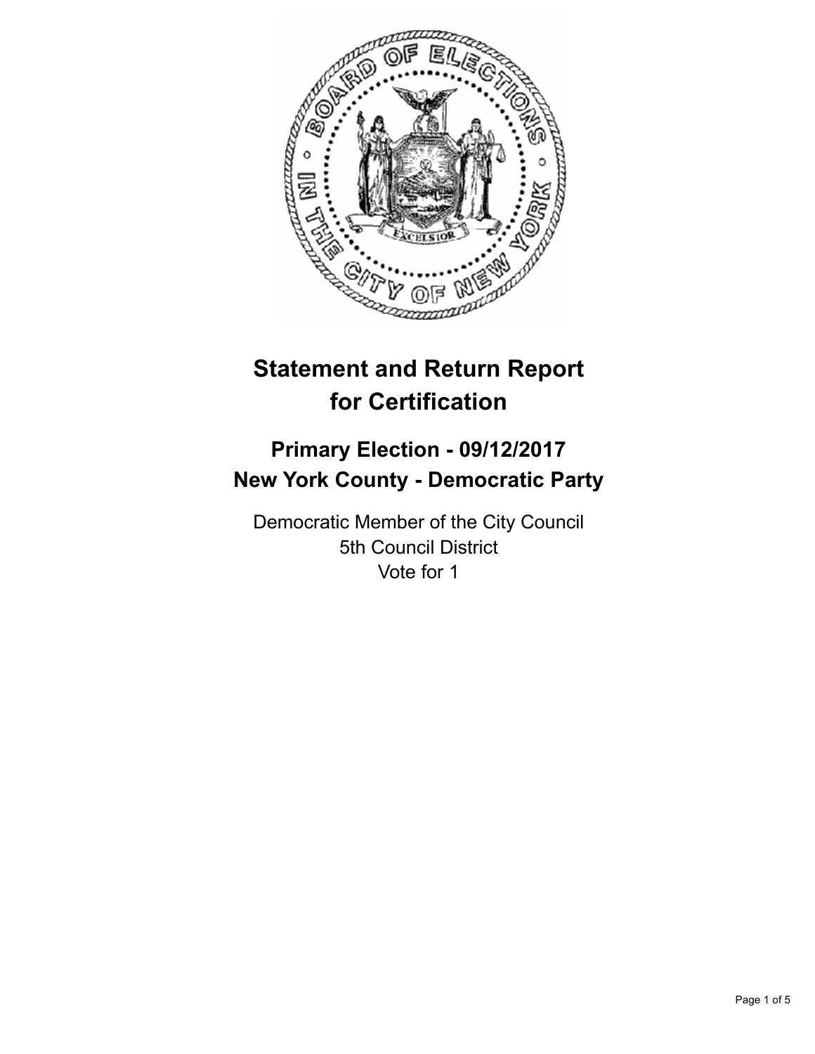# Statement and Return Report for Certification

## Primary Election - 09/12/2017
## New York County - Democratic Party

Democratic Member of the City Council
5th Council District
Vote for 1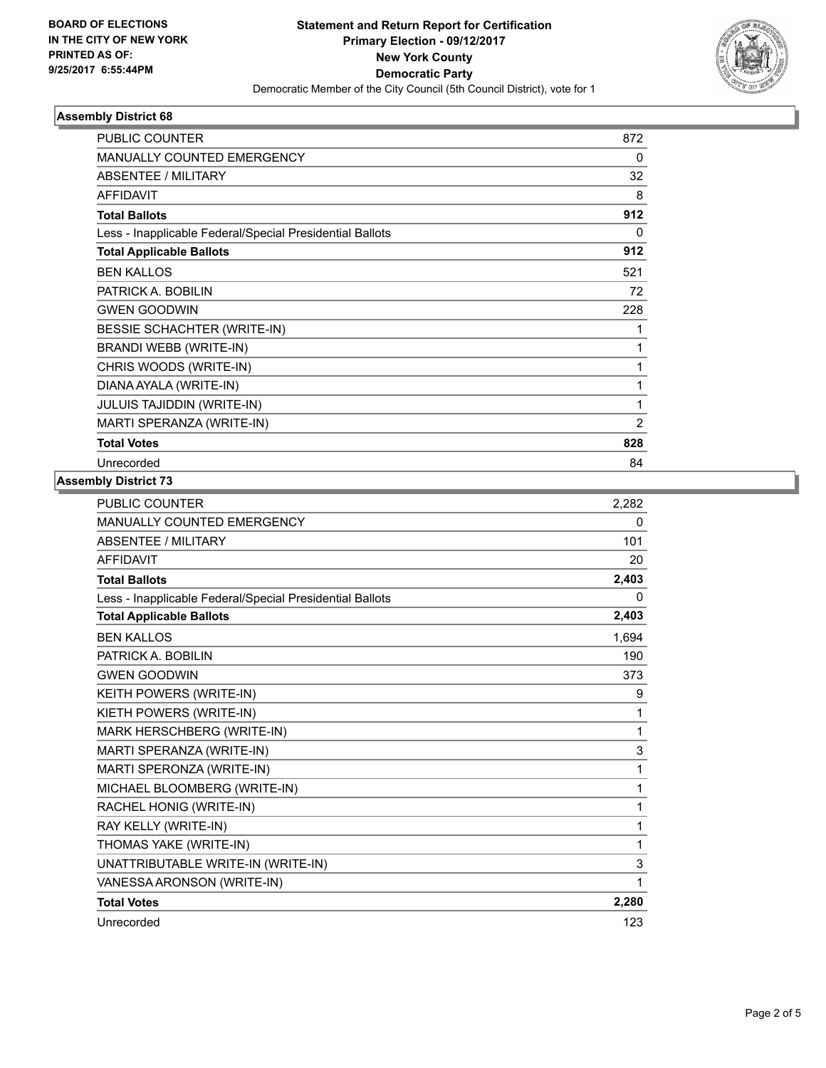BOARD OF ELECTIONS
IN THE CITY OF NEW YORK
PRINTED AS OF:
9/25/2017 6:55:44PM

# Statement and Return Report for Certification
## Primary Election - 09/12/2017
## New York County
## Democratic Party
Democratic Member of the City Council (5th Council District), vote for 1

### Assembly District 68

| | |
|---|---|
| PUBLIC COUNTER | 872 |
| MANUALLY COUNTED EMERGENCY | 0 |
| ABSENTEE / MILITARY | 32 |
| AFFIDAVIT | 8 |
| **Total Ballots** | **912** |
| Less - Inapplicable Federal/Special Presidential Ballots | 0 |
| **Total Applicable Ballots** | **912** |
| BEN KALLOS | 521 |
| PATRICK A. BOBILIN | 72 |
| GWEN GOODWIN | 228 |
| BESSIE SCHACHTER (WRITE-IN) | 1 |
| BRANDI WEBB (WRITE-IN) | 1 |
| CHRIS WOODS (WRITE-IN) | 1 |
| DIANA AYALA (WRITE-IN) | 1 |
| JULUIS TAJIDDIN (WRITE-IN) | 1 |
| MARTI SPERANZA (WRITE-IN) | 2 |
| **Total Votes** | **828** |
| Unrecorded | 84 |

### Assembly District 73

| | |
|---|---|
| PUBLIC COUNTER | 2,282 |
| MANUALLY COUNTED EMERGENCY | 0 |
| ABSENTEE / MILITARY | 101 |
| AFFIDAVIT | 20 |
| **Total Ballots** | **2,403** |
| Less - Inapplicable Federal/Special Presidential Ballots | 0 |
| **Total Applicable Ballots** | **2,403** |
| BEN KALLOS | 1,694 |
| PATRICK A. BOBILIN | 190 |
| GWEN GOODWIN | 373 |
| KEITH POWERS (WRITE-IN) | 9 |
| KIETH POWERS (WRITE-IN) | 1 |
| MARK HERSCHBERG (WRITE-IN) | 1 |
| MARTI SPERANZA (WRITE-IN) | 3 |
| MARTI SPERONZA (WRITE-IN) | 1 |
| MICHAEL BLOOMBERG (WRITE-IN) | 1 |
| RACHEL HONIG (WRITE-IN) | 1 |
| RAY KELLY (WRITE-IN) | 1 |
| THOMAS YAKE (WRITE-IN) | 1 |
| UNATTRIBUTABLE WRITE-IN (WRITE-IN) | 3 |
| VANESSA ARONSON (WRITE-IN) | 1 |
| **Total Votes** | **2,280** |
| Unrecorded | 123 |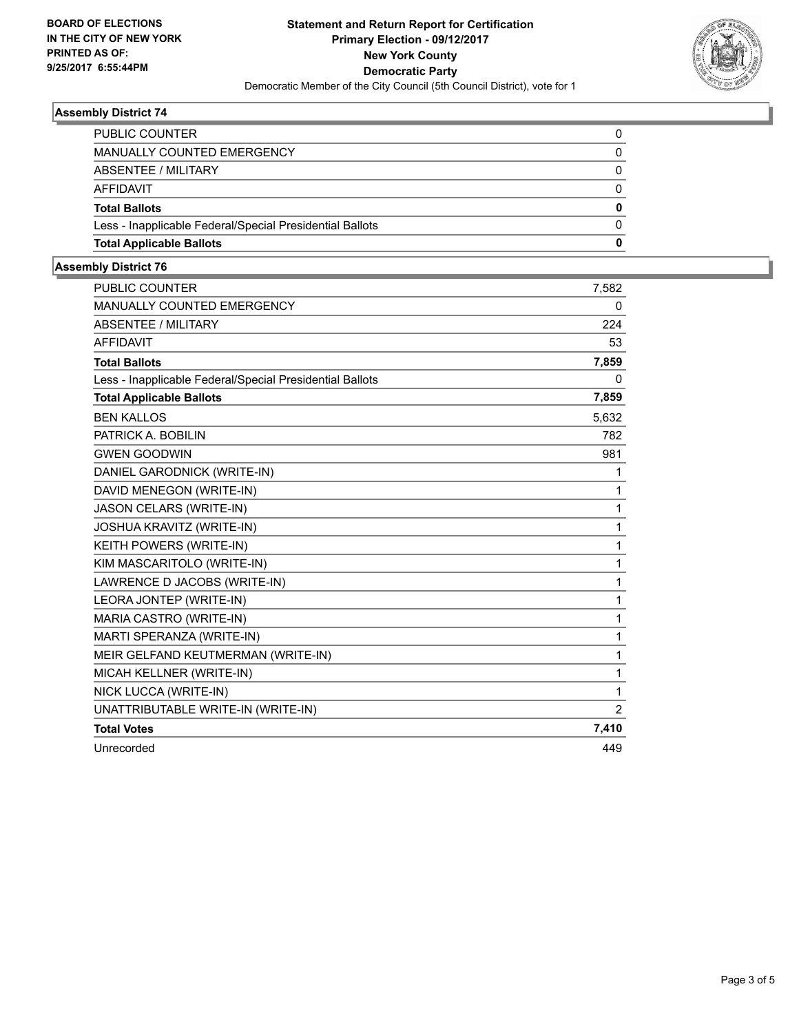BOARD OF ELECTIONS
IN THE CITY OF NEW YORK
PRINTED AS OF:
9/25/2017 6:55:44PM

**Statement and Return Report for Certification**
**Primary Election - 09/12/2017**
**New York County**
**Democratic Party**
Democratic Member of the City Council (5th Council District), vote for 1

### Assembly District 74

| | |
|---|---|
| PUBLIC COUNTER | 0 |
| MANUALLY COUNTED EMERGENCY | 0 |
| ABSENTEE / MILITARY | 0 |
| AFFIDAVIT | 0 |
| **Total Ballots** | **0** |
| Less - Inapplicable Federal/Special Presidential Ballots | 0 |
| **Total Applicable Ballots** | **0** |

### Assembly District 76

| | |
|---|---|
| PUBLIC COUNTER | 7,582 |
| MANUALLY COUNTED EMERGENCY | 0 |
| ABSENTEE / MILITARY | 224 |
| AFFIDAVIT | 53 |
| **Total Ballots** | **7,859** |
| Less - Inapplicable Federal/Special Presidential Ballots | 0 |
| **Total Applicable Ballots** | **7,859** |
| BEN KALLOS | 5,632 |
| PATRICK A. BOBILIN | 782 |
| GWEN GOODWIN | 981 |
| DANIEL GARODNICK (WRITE-IN) | 1 |
| DAVID MENEGON (WRITE-IN) | 1 |
| JASON CELARS (WRITE-IN) | 1 |
| JOSHUA KRAVITZ (WRITE-IN) | 1 |
| KEITH POWERS (WRITE-IN) | 1 |
| KIM MASCARITOLO (WRITE-IN) | 1 |
| LAWRENCE D JACOBS (WRITE-IN) | 1 |
| LEORA JONTEP (WRITE-IN) | 1 |
| MARIA CASTRO (WRITE-IN) | 1 |
| MARTI SPERANZA (WRITE-IN) | 1 |
| MEIR GELFAND KEUTMERMAN (WRITE-IN) | 1 |
| MICAH KELLNER (WRITE-IN) | 1 |
| NICK LUCCA (WRITE-IN) | 1 |
| UNATTRIBUTABLE WRITE-IN (WRITE-IN) | 2 |
| **Total Votes** | **7,410** |
| Unrecorded | 449 |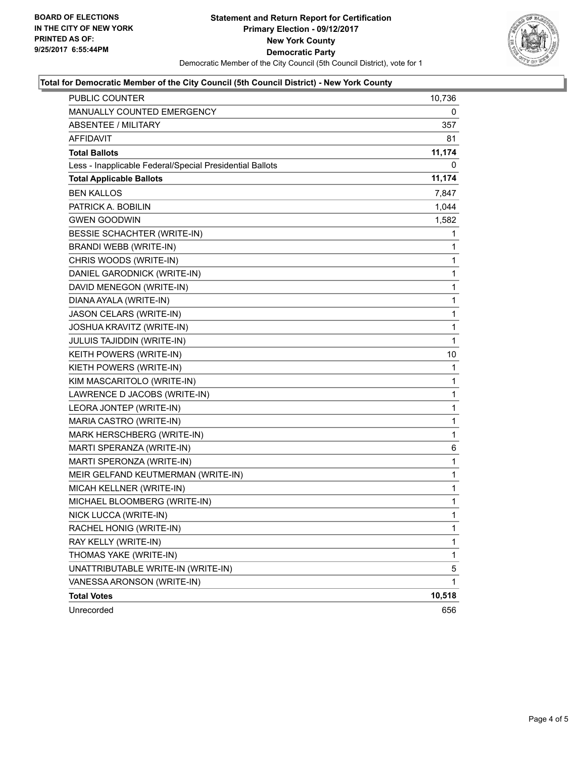BOARD OF ELECTIONS
IN THE CITY OF NEW YORK
PRINTED AS OF:
9/25/2017 6:55:44PM

**Statement and Return Report for Certification**
**Primary Election - 09/12/2017**
**New York County**
**Democratic Party**
Democratic Member of the City Council (5th Council District), vote for 1

### Total for Democratic Member of the City Council (5th Council District) - New York County

| | |
|---|---|
| PUBLIC COUNTER | 10,736 |
| MANUALLY COUNTED EMERGENCY | 0 |
| ABSENTEE / MILITARY | 357 |
| AFFIDAVIT | 81 |
| **Total Ballots** | **11,174** |
| Less - Inapplicable Federal/Special Presidential Ballots | 0 |
| **Total Applicable Ballots** | **11,174** |
| BEN KALLOS | 7,847 |
| PATRICK A. BOBILIN | 1,044 |
| GWEN GOODWIN | 1,582 |
| BESSIE SCHACHTER (WRITE-IN) | 1 |
| BRANDI WEBB (WRITE-IN) | 1 |
| CHRIS WOODS (WRITE-IN) | 1 |
| DANIEL GARODNICK (WRITE-IN) | 1 |
| DAVID MENEGON (WRITE-IN) | 1 |
| DIANA AYALA (WRITE-IN) | 1 |
| JASON CELARS (WRITE-IN) | 1 |
| JOSHUA KRAVITZ (WRITE-IN) | 1 |
| JULUIS TAJIDDIN (WRITE-IN) | 1 |
| KEITH POWERS (WRITE-IN) | 10 |
| KIETH POWERS (WRITE-IN) | 1 |
| KIM MASCARITOLO (WRITE-IN) | 1 |
| LAWRENCE D JACOBS (WRITE-IN) | 1 |
| LEORA JONTEP (WRITE-IN) | 1 |
| MARIA CASTRO (WRITE-IN) | 1 |
| MARK HERSCHBERG (WRITE-IN) | 1 |
| MARTI SPERANZA (WRITE-IN) | 6 |
| MARTI SPERONZA (WRITE-IN) | 1 |
| MEIR GELFAND KEUTMERMAN (WRITE-IN) | 1 |
| MICAH KELLNER (WRITE-IN) | 1 |
| MICHAEL BLOOMBERG (WRITE-IN) | 1 |
| NICK LUCCA (WRITE-IN) | 1 |
| RACHEL HONIG (WRITE-IN) | 1 |
| RAY KELLY (WRITE-IN) | 1 |
| THOMAS YAKE (WRITE-IN) | 1 |
| UNATTRIBUTABLE WRITE-IN (WRITE-IN) | 5 |
| VANESSA ARONSON (WRITE-IN) | 1 |
| **Total Votes** | **10,518** |
| Unrecorded | 656 |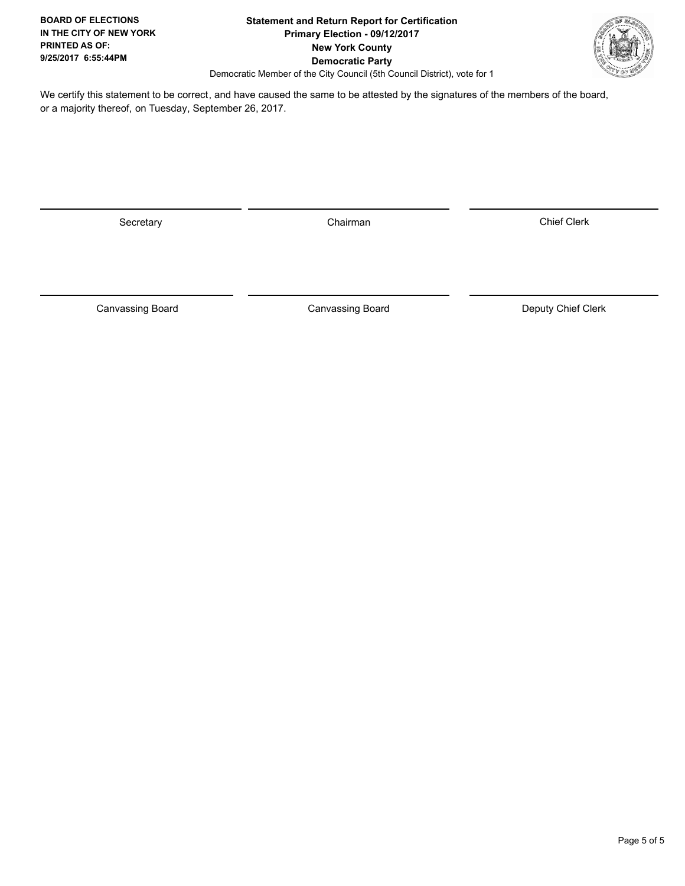**BOARD OF ELECTIONS**
**IN THE CITY OF NEW YORK**
**PRINTED AS OF:**
**9/25/2017 6:55:44PM**

**Statement and Return Report for Certification**
**Primary Election - 09/12/2017**
**New York County**
**Democratic Party**
Democratic Member of the City Council (5th Council District), vote for 1

We certify this statement to be correct, and have caused the same to be attested by the signatures of the members of the board, or a majority thereof, on Tuesday, September 26, 2017.

| | | |
|---|---|---|
| Secretary | Chairman | Chief Clerk |
| Canvassing Board | Canvassing Board | Deputy Chief Clerk |